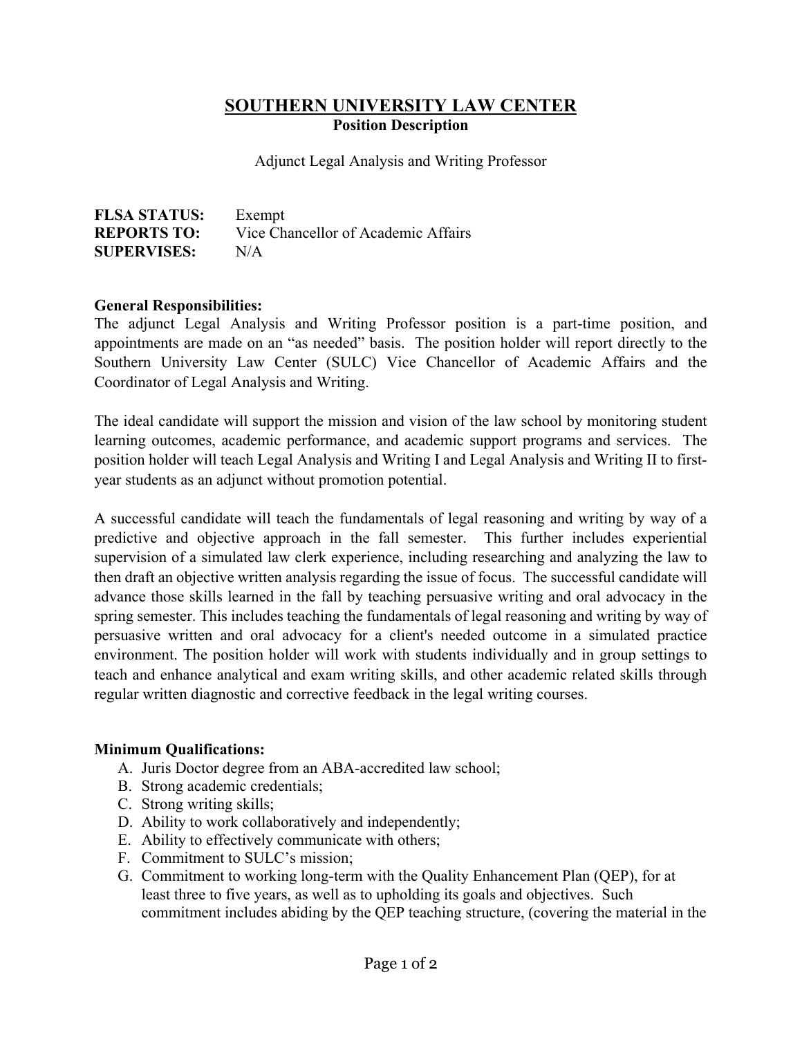# SOUTHERN UNIVERSITY LAW CENTER

**Position Description**

Adjunct Legal Analysis and Writing Professor

**FLSA STATUS:** Exempt
**REPORTS TO:** Vice Chancellor of Academic Affairs
**SUPERVISES:** N/A

**General Responsibilities:**

The adjunct Legal Analysis and Writing Professor position is a part-time position, and appointments are made on an "as needed" basis. The position holder will report directly to the Southern University Law Center (SULC) Vice Chancellor of Academic Affairs and the Coordinator of Legal Analysis and Writing.

The ideal candidate will support the mission and vision of the law school by monitoring student learning outcomes, academic performance, and academic support programs and services. The position holder will teach Legal Analysis and Writing I and Legal Analysis and Writing II to first-year students as an adjunct without promotion potential.

A successful candidate will teach the fundamentals of legal reasoning and writing by way of a predictive and objective approach in the fall semester. This further includes experiential supervision of a simulated law clerk experience, including researching and analyzing the law to then draft an objective written analysis regarding the issue of focus. The successful candidate will advance those skills learned in the fall by teaching persuasive writing and oral advocacy in the spring semester. This includes teaching the fundamentals of legal reasoning and writing by way of persuasive written and oral advocacy for a client's needed outcome in a simulated practice environment. The position holder will work with students individually and in group settings to teach and enhance analytical and exam writing skills, and other academic related skills through regular written diagnostic and corrective feedback in the legal writing courses.

**Minimum Qualifications:**

A. Juris Doctor degree from an ABA-accredited law school;
B. Strong academic credentials;
C. Strong writing skills;
D. Ability to work collaboratively and independently;
E. Ability to effectively communicate with others;
F. Commitment to SULC's mission;
G. Commitment to working long-term with the Quality Enhancement Plan (QEP), for at least three to five years, as well as to upholding its goals and objectives. Such commitment includes abiding by the QEP teaching structure, (covering the material in the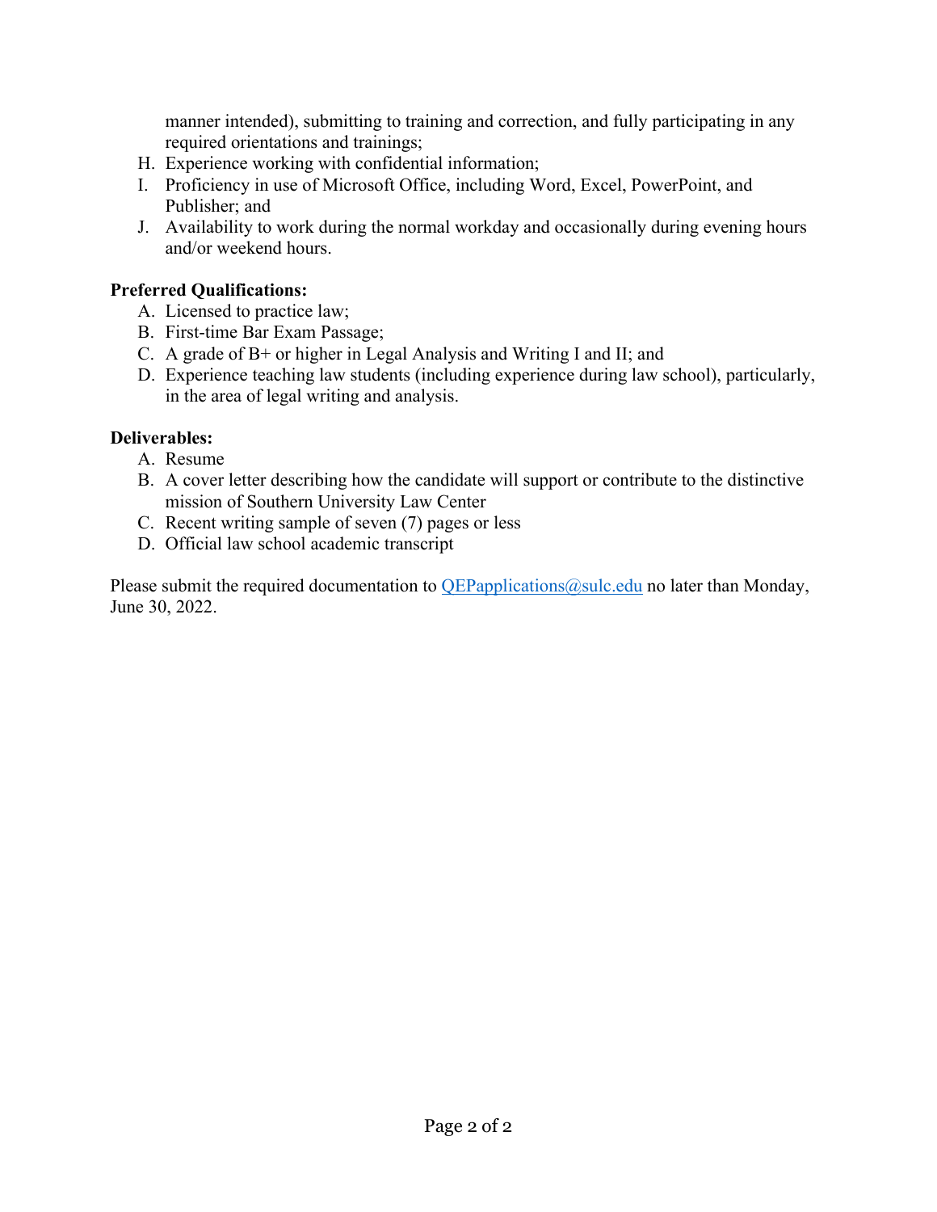manner intended), submitting to training and correction, and fully participating in any required orientations and trainings;

H. Experience working with confidential information;
I. Proficiency in use of Microsoft Office, including Word, Excel, PowerPoint, and Publisher; and
J. Availability to work during the normal workday and occasionally during evening hours and/or weekend hours.

**Preferred Qualifications:**

A. Licensed to practice law;
B. First-time Bar Exam Passage;
C. A grade of B+ or higher in Legal Analysis and Writing I and II; and
D. Experience teaching law students (including experience during law school), particularly, in the area of legal writing and analysis.

**Deliverables:**

A. Resume
B. A cover letter describing how the candidate will support or contribute to the distinctive mission of Southern University Law Center
C. Recent writing sample of seven (7) pages or less
D. Official law school academic transcript

Please submit the required documentation to QEPapplications@sulc.edu no later than Monday, June 30, 2022.